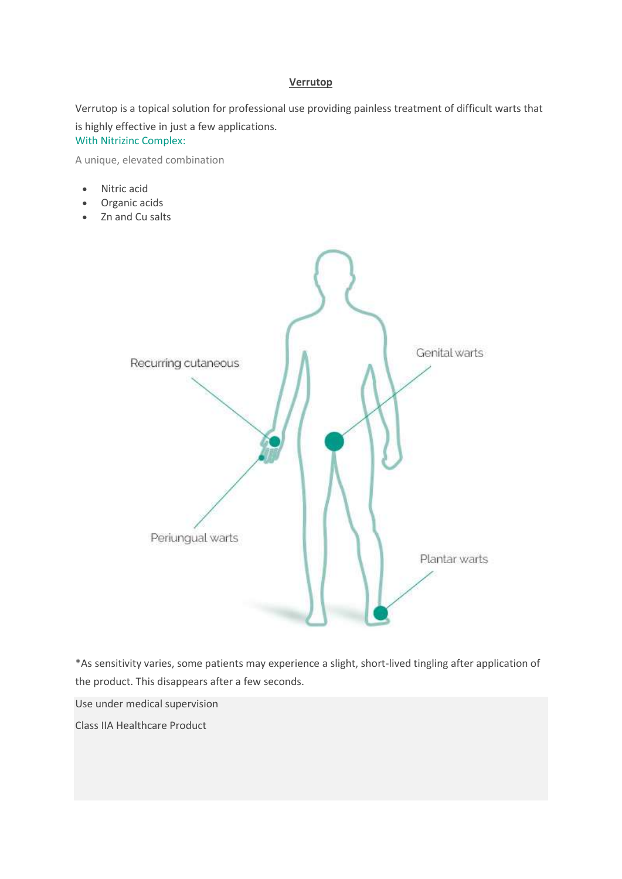# Verrutop

Verrutop is a topical solution for professional use providing painless treatment of difficult warts that is highly effective in just a few applications.

With Nitrizinc Complex:

A unique, elevated combination

- Nitric acid
- Organic acids
- Zn and Cu salts

Recurring cutaneous

Genital warts

Periungual warts

Plantar warts

*As sensitivity varies, some patients may experience a slight, short-lived tingling after application of the product. This disappears after a few seconds.

Use under medical supervision

Class IIA Healthcare Product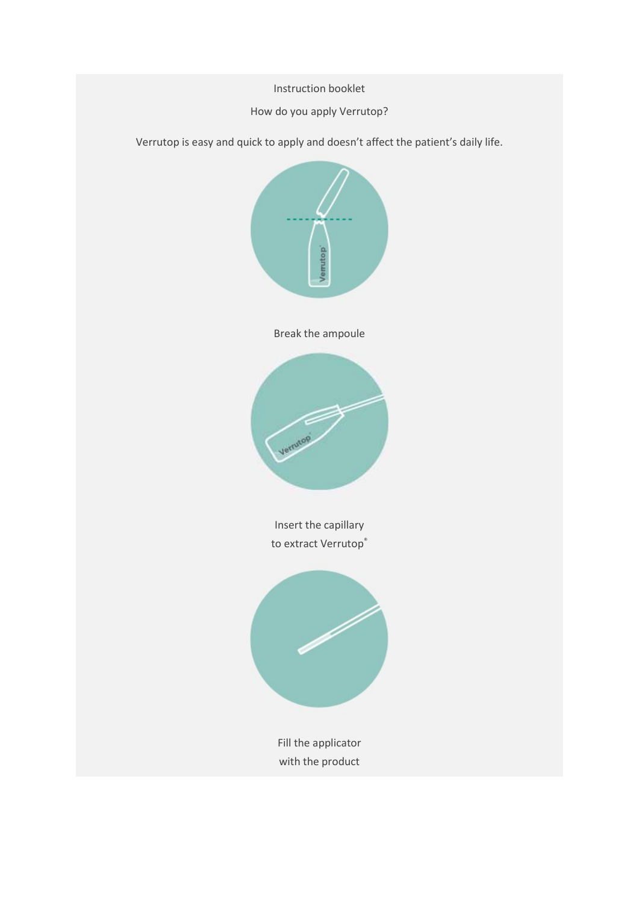Instruction booklet

How do you apply Verrutop?

Verrutop is easy and quick to apply and doesn't affect the patient's daily life.

Break the ampoule

Insert the capillary
to extract Verrutop®

Fill the applicator
with the product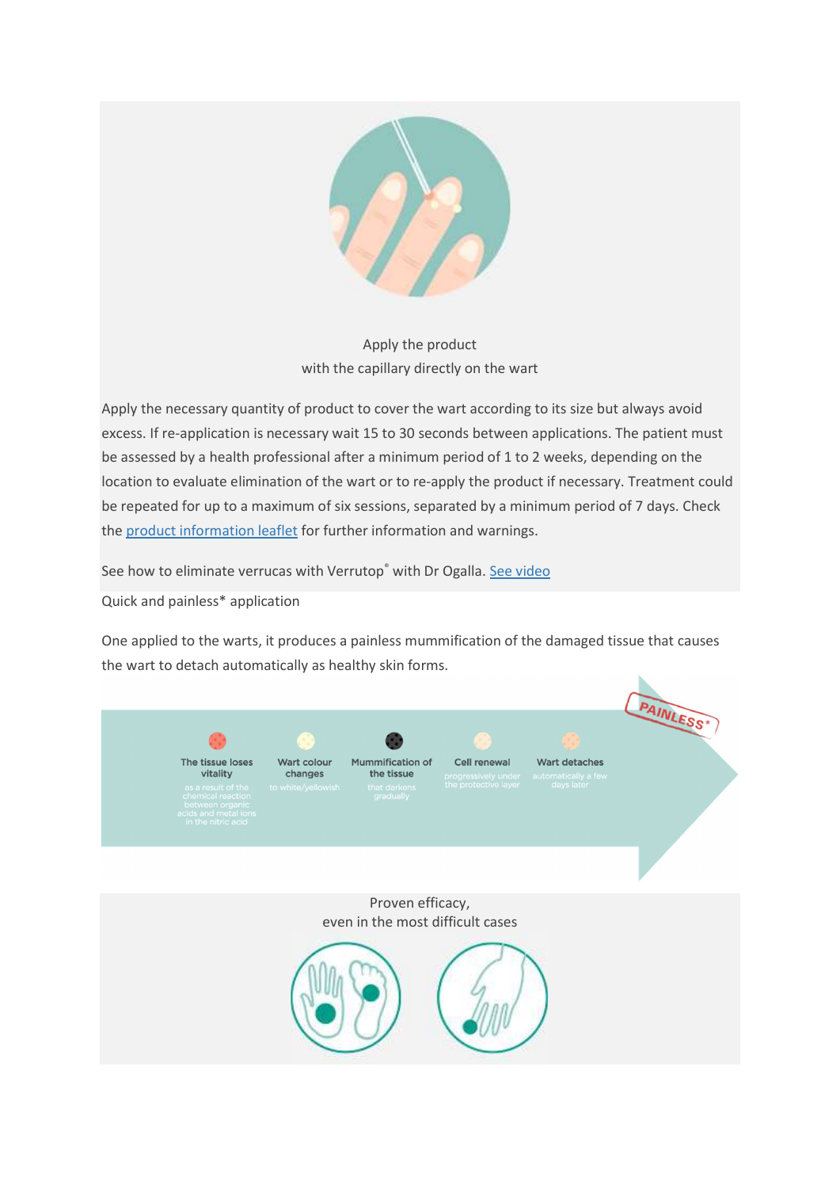Apply the product
with the capillary directly on the wart

Apply the necessary quantity of product to cover the wart according to its size but always avoid excess. If re-application is necessary wait 15 to 30 seconds between applications. The patient must be assessed by a health professional after a minimum period of 1 to 2 weeks, depending on the location to evaluate elimination of the wart or to re-apply the product if necessary. Treatment could be repeated for up to a maximum of six sessions, separated by a minimum period of 7 days. Check the product information leaflet for further information and warnings.

See how to eliminate verrucas with Verrutop® with Dr Ogalla. See video

Quick and painless* application

One applied to the warts, it produces a painless mummification of the damaged tissue that causes the wart to detach automatically as healthy skin forms.

PAINLESS*

- **The tissue loses vitality** as a result of the chemical reaction between organic acids and metal ions in the nitric acid
- **Wart colour changes** to white/yellowish
- **Mummification of the tissue** that darkens gradually
- **Cell renewal** progressively under the protective layer
- **Wart detaches** automatically a few days later

Proven efficacy,
even in the most difficult cases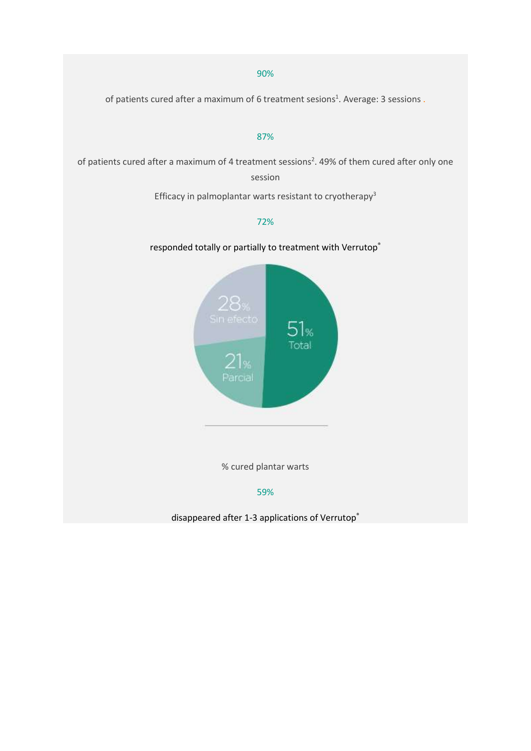90%

of patients cured after a maximum of 6 treatment sesions[1]. Average: 3 sessions .

87%

of patients cured after a maximum of 4 treatment sessions[2]. 49% of them cured after only one session

Efficacy in palmoplantar warts resistant to cryotherapy[3]

72%

responded totally or partially to treatment with Verrutop®

28% Sin efecto

51% Total

21% Parcial

% cured plantar warts

59%

disappeared after 1-3 applications of Verrutop®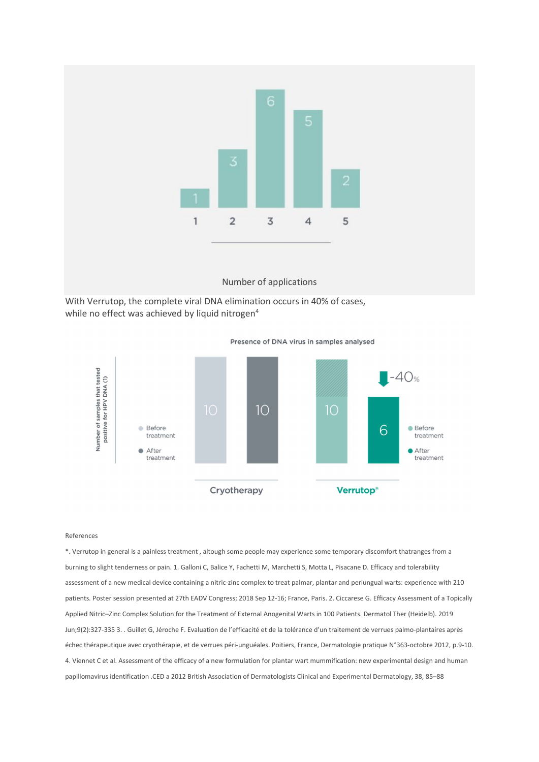6

5

3

2

1

1 2 3 4 5

Number of applications

With Verrutop, the complete viral DNA elimination occurs in 40% of cases, while no effect was achieved by liquid nitrogen[4]

Presence of DNA virus in samples analysed

Number of samples that tested positive for HPV DNA (1)

Before treatment

After treatment

10

10

Cryotherapy

10

6

-40%

Before treatment

After treatment

Verrutop®

References

*. Verrutop in general is a painless treatment , altough some people may experience some temporary discomfort thatranges from a burning to slight tenderness or pain. 1. Galloni C, Balice Y, Fachetti M, Marchetti S, Motta L, Pisacane D. Efficacy and tolerability assessment of a new medical device containing a nitric-zinc complex to treat palmar, plantar and periungual warts: experience with 210 patients. Poster session presented at 27th EADV Congress; 2018 Sep 12-16; France, Paris. 2. Ciccarese G. Efficacy Assessment of a Topically Applied Nitric–Zinc Complex Solution for the Treatment of External Anogenital Warts in 100 Patients. Dermatol Ther (Heidelb). 2019 Jun;9(2):327-335 3. . Guillet G, Jéroche F. Evaluation de l'efficacité et de la tolérance d'un traitement de verrues palmo-plantaires après échec thérapeutique avec cryothérapie, et de verrues péri-unguéales. Poitiers, France, Dermatologie pratique N°363-octobre 2012, p.9-10. 4. Viennet C et al. Assessment of the efficacy of a new formulation for plantar wart mummification: new experimental design and human papillomavirus identification .CED a 2012 British Association of Dermatologists Clinical and Experimental Dermatology, 38, 85–88